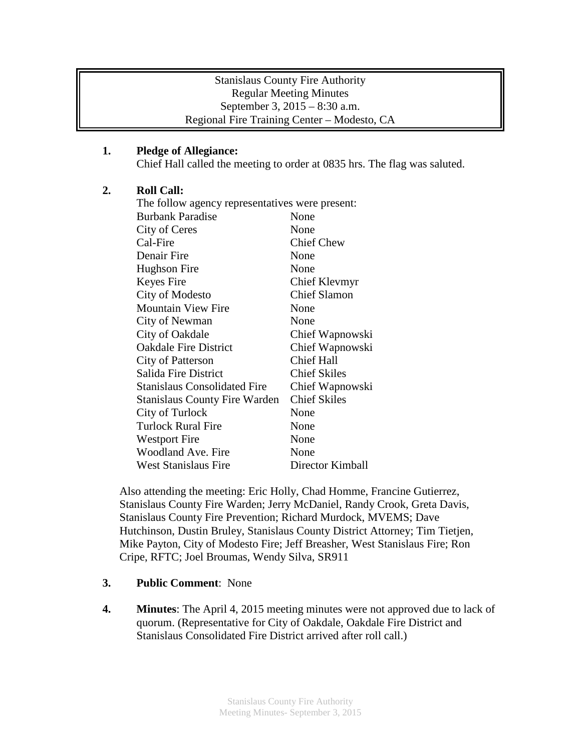Stanislaus County Fire Authority
Regular Meeting Minutes
September 3, 2015 – 8:30 a.m.
Regional Fire Training Center – Modesto, CA

**1. Pledge of Allegiance:**
Chief Hall called the meeting to order at 0835 hrs. The flag was saluted.

**2. Roll Call:**
The follow agency representatives were present:

| | |
|---|---|
| Burbank Paradise | None |
| City of Ceres | None |
| Cal-Fire | Chief Chew |
| Denair Fire | None |
| Hughson Fire | None |
| Keyes Fire | Chief Klevmyr |
| City of Modesto | Chief Slamon |
| Mountain View Fire | None |
| City of Newman | None |
| City of Oakdale | Chief Wapnowski |
| Oakdale Fire District | Chief Wapnowski |
| City of Patterson | Chief Hall |
| Salida Fire District | Chief Skiles |
| Stanislaus Consolidated Fire | Chief Wapnowski |
| Stanislaus County Fire Warden | Chief Skiles |
| City of Turlock | None |
| Turlock Rural Fire | None |
| Westport Fire | None |
| Woodland Ave. Fire | None |
| West Stanislaus Fire | Director Kimball |

Also attending the meeting: Eric Holly, Chad Homme, Francine Gutierrez, Stanislaus County Fire Warden; Jerry McDaniel, Randy Crook, Greta Davis, Stanislaus County Fire Prevention; Richard Murdock, MVEMS; Dave Hutchinson, Dustin Bruley, Stanislaus County District Attorney; Tim Tietjen, Mike Payton, City of Modesto Fire; Jeff Breasher, West Stanislaus Fire; Ron Cripe, RFTC; Joel Broumas, Wendy Silva, SR911

**3. Public Comment**: None

**4. Minutes**: The April 4, 2015 meeting minutes were not approved due to lack of quorum. (Representative for City of Oakdale, Oakdale Fire District and Stanislaus Consolidated Fire District arrived after roll call.)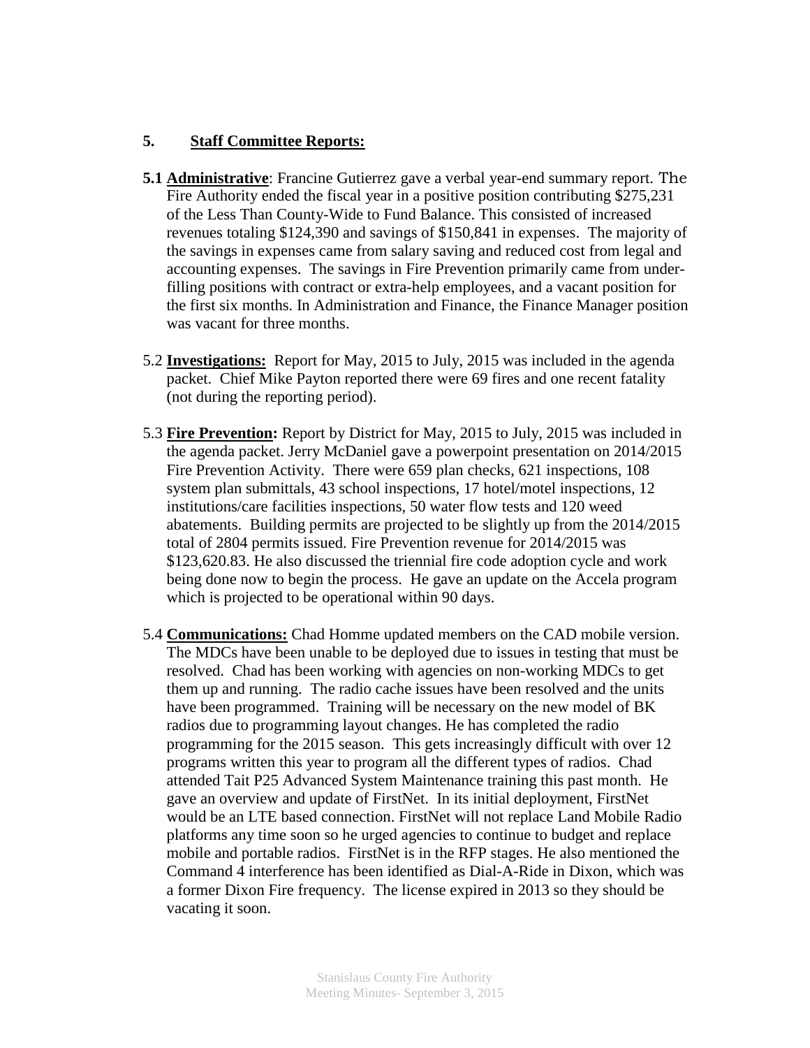## 5. Staff Committee Reports:

**5.1 Administrative**: Francine Gutierrez gave a verbal year-end summary report. The Fire Authority ended the fiscal year in a positive position contributing $275,231 of the Less Than County-Wide to Fund Balance. This consisted of increased revenues totaling $124,390 and savings of $150,841 in expenses. The majority of the savings in expenses came from salary saving and reduced cost from legal and accounting expenses. The savings in Fire Prevention primarily came from under-filling positions with contract or extra-help employees, and a vacant position for the first six months. In Administration and Finance, the Finance Manager position was vacant for three months.

5.2 **Investigations:** Report for May, 2015 to July, 2015 was included in the agenda packet. Chief Mike Payton reported there were 69 fires and one recent fatality (not during the reporting period).

5.3 **Fire Prevention:** Report by District for May, 2015 to July, 2015 was included in the agenda packet. Jerry McDaniel gave a powerpoint presentation on 2014/2015 Fire Prevention Activity. There were 659 plan checks, 621 inspections, 108 system plan submittals, 43 school inspections, 17 hotel/motel inspections, 12 institutions/care facilities inspections, 50 water flow tests and 120 weed abatements. Building permits are projected to be slightly up from the 2014/2015 total of 2804 permits issued. Fire Prevention revenue for 2014/2015 was $123,620.83. He also discussed the triennial fire code adoption cycle and work being done now to begin the process. He gave an update on the Accela program which is projected to be operational within 90 days.

5.4 **Communications:** Chad Homme updated members on the CAD mobile version. The MDCs have been unable to be deployed due to issues in testing that must be resolved. Chad has been working with agencies on non-working MDCs to get them up and running. The radio cache issues have been resolved and the units have been programmed. Training will be necessary on the new model of BK radios due to programming layout changes. He has completed the radio programming for the 2015 season. This gets increasingly difficult with over 12 programs written this year to program all the different types of radios. Chad attended Tait P25 Advanced System Maintenance training this past month. He gave an overview and update of FirstNet. In its initial deployment, FirstNet would be an LTE based connection. FirstNet will not replace Land Mobile Radio platforms any time soon so he urged agencies to continue to budget and replace mobile and portable radios. FirstNet is in the RFP stages. He also mentioned the Command 4 interference has been identified as Dial-A-Ride in Dixon, which was a former Dixon Fire frequency. The license expired in 2013 so they should be vacating it soon.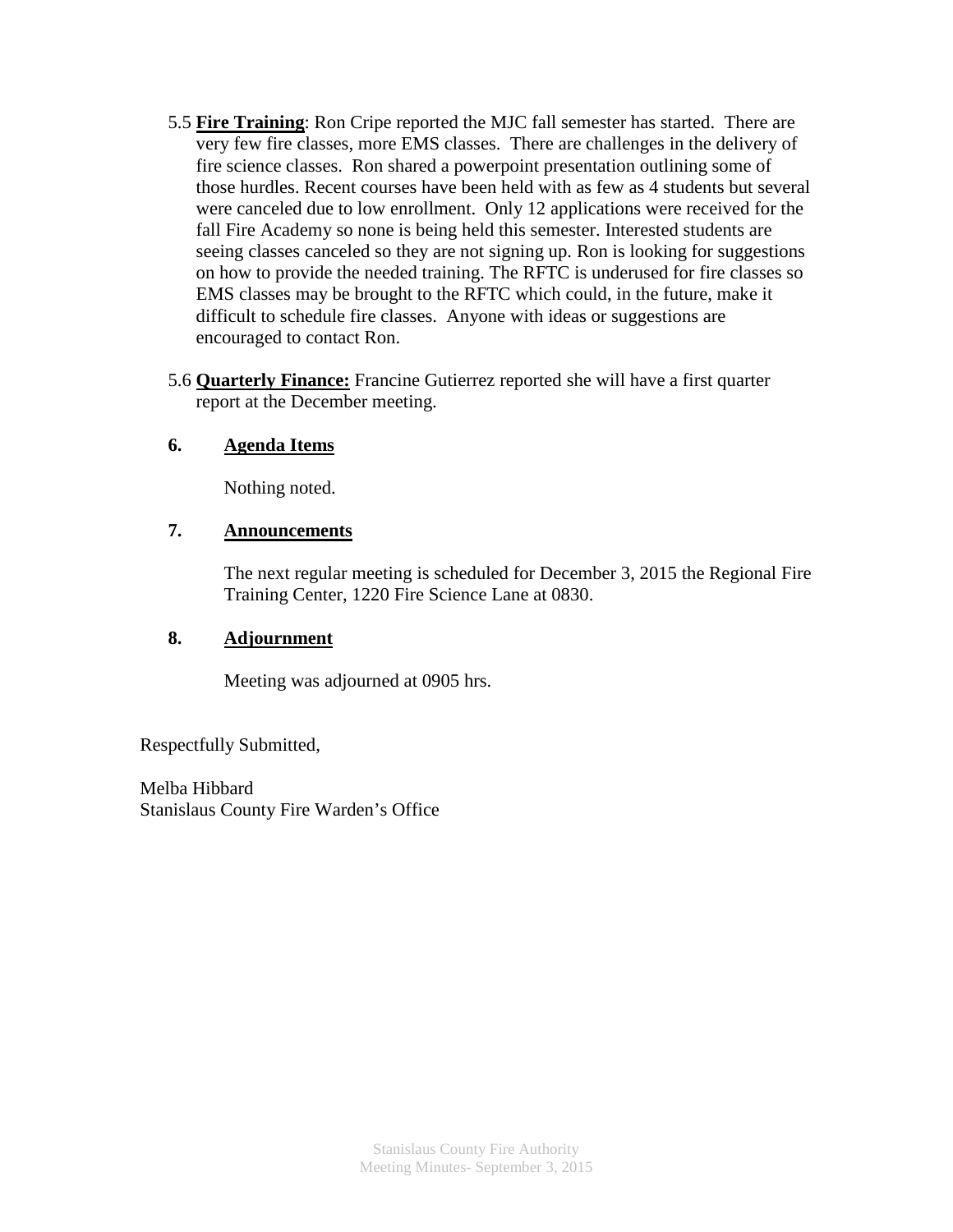5.5 **Fire Training**: Ron Cripe reported the MJC fall semester has started. There are very few fire classes, more EMS classes. There are challenges in the delivery of fire science classes. Ron shared a powerpoint presentation outlining some of those hurdles. Recent courses have been held with as few as 4 students but several were canceled due to low enrollment. Only 12 applications were received for the fall Fire Academy so none is being held this semester. Interested students are seeing classes canceled so they are not signing up. Ron is looking for suggestions on how to provide the needed training. The RFTC is underused for fire classes so EMS classes may be brought to the RFTC which could, in the future, make it difficult to schedule fire classes. Anyone with ideas or suggestions are encouraged to contact Ron.

5.6 **Quarterly Finance:** Francine Gutierrez reported she will have a first quarter report at the December meeting.

## 6. Agenda Items

Nothing noted.

## 7. Announcements

The next regular meeting is scheduled for December 3, 2015 the Regional Fire Training Center, 1220 Fire Science Lane at 0830.

## 8. Adjournment

Meeting was adjourned at 0905 hrs.

Respectfully Submitted,

Melba Hibbard
Stanislaus County Fire Warden's Office